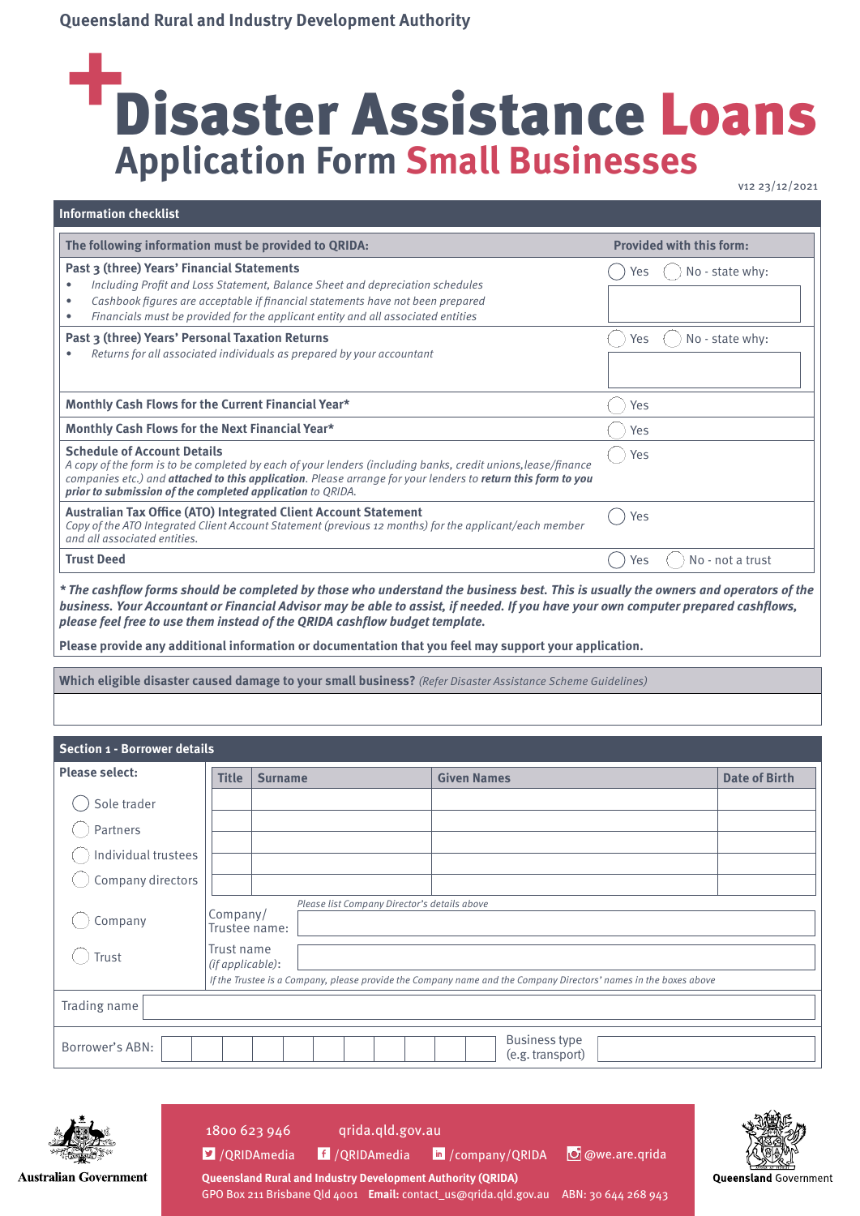Queensland Rural and Industry Development Authority

# Disaster Assistance Loans

## Application Form Small Businesses

v12 23/12/2021

### Information checklist

| The following information must be provided to QRIDA: | Provided with this form: |
|---|---|
| **Past 3 (three) Years' Financial Statements**<br>• *Including Profit and Loss Statement, Balance Sheet and depreciation schedules*<br>• *Cashbook figures are acceptable if financial statements have not been prepared*<br>• *Financials must be provided for the applicant entity and all associated entities* | ◯ Yes ◯ No - state why: |
| **Past 3 (three) Years' Personal Taxation Returns**<br>• *Returns for all associated individuals as prepared by your accountant* | ◯ Yes ◯ No - state why: |
| **Monthly Cash Flows for the Current Financial Year*** | ◯ Yes |
| **Monthly Cash Flows for the Next Financial Year*** | ◯ Yes |
| **Schedule of Account Details**<br>*A copy of the form is to be completed by each of your lenders (including banks, credit unions, lease/finance companies etc.) and* ***attached to this application****. Please arrange for your lenders to* ***return this form to you prior to submission of the completed application*** *to QRIDA.* | ◯ Yes |
| **Australian Tax Office (ATO) Integrated Client Account Statement**<br>*Copy of the ATO Integrated Client Account Statement (previous 12 months) for the applicant/each member and all associated entities.* | ◯ Yes |
| **Trust Deed** | ◯ Yes ◯ No - not a trust |

***\* The cashflow forms should be completed by those who understand the business best. This is usually the owners and operators of the business. Your Accountant or Financial Advisor may be able to assist, if needed. If you have your own computer prepared cashflows, please feel free to use them instead of the QRIDA cashflow budget template.***

**Please provide any additional information or documentation that you feel may support your application.**

**Which eligible disaster caused damage to your small business?** *(Refer Disaster Assistance Scheme Guidelines)*

### Section 1 - Borrower details

**Please select:**

◯ Sole trader

◯ Partners

◯ Individual trustees

◯ Company directors

| Title | Surname | Given Names | Date of Birth |
|---|---|---|---|
| | | | |
| | | | |
| | | | |
| | | | |
| | | | |

*Please list Company Director's details above*

◯ Company — Company/ Trustee name:

◯ Trust — Trust name *(if applicable)*:

*If the Trustee is a Company, please provide the Company name and the Company Directors' names in the boxes above*

Trading name

Borrower's ABN:

Business type (e.g. transport)

1800 623 946 qrida.qld.gov.au

/QRIDAmedia /QRIDAmedia /company/QRIDA @we.are.qrida

**Queensland Rural and Industry Development Authority (QRIDA)**

GPO Box 211 Brisbane Qld 4001 **Email:** contact_us@qrida.qld.gov.au ABN: 30 644 268 943

Australian Government

Queensland Government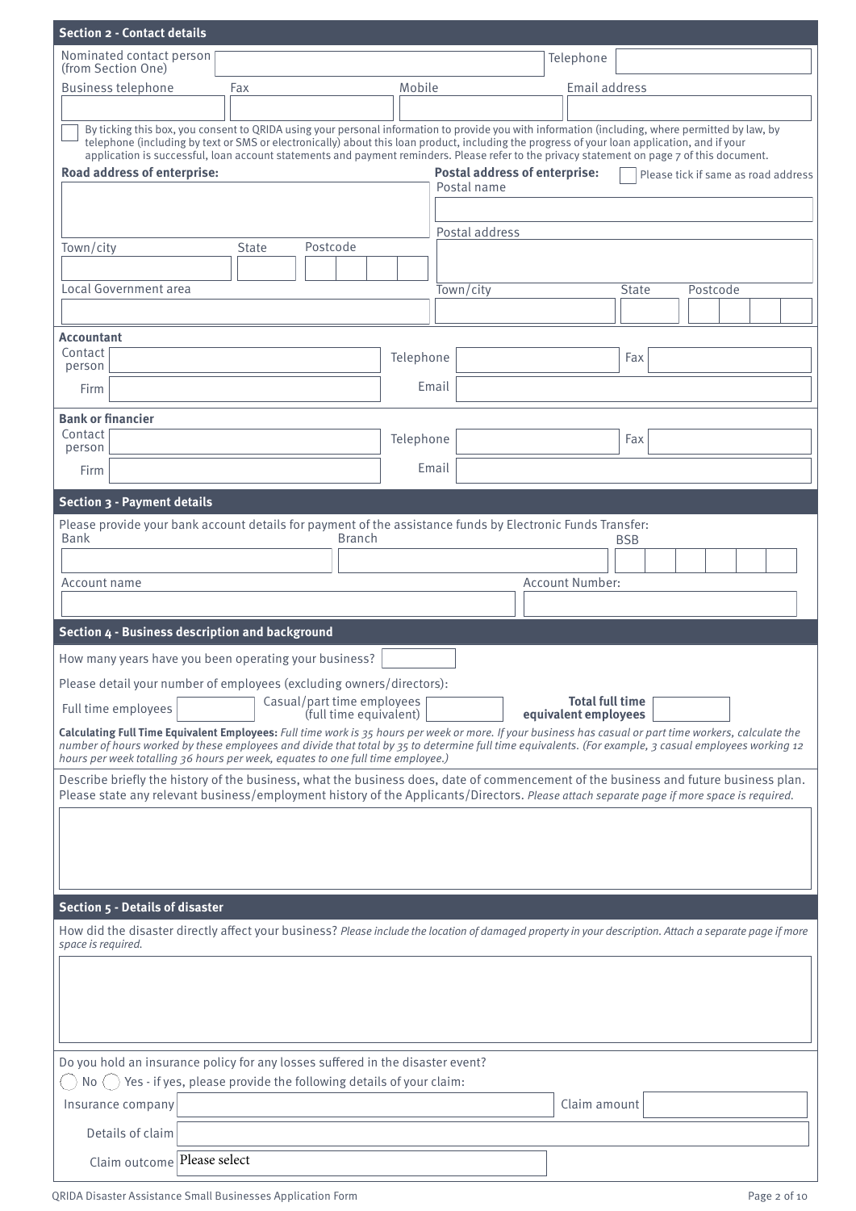## Section 2 - Contact details

Nominated contact person (from Section One) | Telephone

| Business telephone | Fax | Mobile | Email address |
|---|---|---|---|
| | | | |

☐ By ticking this box, you consent to QRIDA using your personal information to provide you with information (including, where permitted by law, by telephone (including by text or SMS or electronically) about this loan product, including the progress of your loan application, and if your application is successful, loan account statements and payment reminders. Please refer to the privacy statement on page 7 of this document.

**Road address of enterprise:**

Town/city | State | Postcode

Local Government area

**Postal address of enterprise:** ☐ Please tick if same as road address

Postal name

Postal address

Town/city | State | Postcode

**Accountant**

| Contact person | | Telephone | | Fax | |
|---|---|---|---|---|---|
| Firm | | Email | | | |

**Bank or financier**

| Contact person | | Telephone | | Fax | |
|---|---|---|---|---|---|
| Firm | | Email | | | |

## Section 3 - Payment details

Please provide your bank account details for payment of the assistance funds by Electronic Funds Transfer:

| Bank | Branch | BSB |
|---|---|---|
| | | |

| Account name | Account Number: |
|---|---|
| | |

## Section 4 - Business description and background

How many years have you been operating your business?

Please detail your number of employees (excluding owners/directors):

Full time employees | Casual/part time employees (full time equivalent) | **Total full time equivalent employees**

**Calculating Full Time Equivalent Employees:** *Full time work is 35 hours per week or more. If your business has casual or part time workers, calculate the number of hours worked by these employees and divide that total by 35 to determine full time equivalents. (For example, 3 casual employees working 12 hours per week totalling 36 hours per week, equates to one full time employee.)*

Describe briefly the history of the business, what the business does, date of commencement of the business and future business plan. Please state any relevant business/employment history of the Applicants/Directors. *Please attach separate page if more space is required.*

## Section 5 - Details of disaster

How did the disaster directly affect your business? *Please include the location of damaged property in your description. Attach a separate page if more space is required.*

Do you hold an insurance policy for any losses suffered in the disaster event?

◯ No ◯ Yes - if yes, please provide the following details of your claim:

Insurance company | Claim amount

Details of claim

Claim outcome: Please select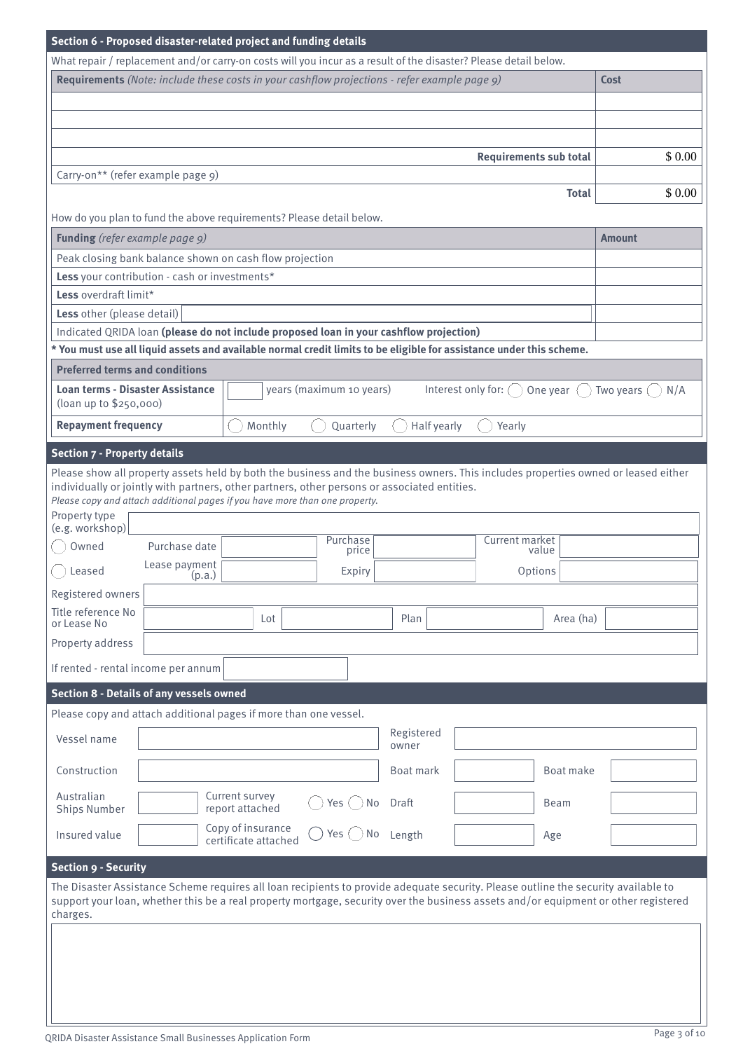## Section 6 - Proposed disaster-related project and funding details

What repair / replacement and/or carry-on costs will you incur as a result of the disaster? Please detail below.

| **Requirements** *(Note: include these costs in your cashflow projections - refer example page 9)* | **Cost** |
|---|---|
| | |
| | |
| | |
| **Requirements sub total** | $ 0.00 |
| Carry-on** (refer example page 9) | |
| **Total** | $ 0.00 |

How do you plan to fund the above requirements? Please detail below.

| **Funding** *(refer example page 9)* | **Amount** |
|---|---|
| Peak closing bank balance shown on cash flow projection | |
| **Less** your contribution - cash or investments* | |
| **Less** overdraft limit* | |
| **Less** other (please detail) | |
| Indicated QRIDA loan **(please do not include proposed loan in your cashflow projection)** | |

**\* You must use all liquid assets and available normal credit limits to be eligible for assistance under this scheme.**

| **Preferred terms and conditions** | |
|---|---|
| **Loan terms - Disaster Assistance** (loan up to $250,000) | ___ years (maximum 10 years) Interest only for: ◯ One year ◯ Two years ◯ N/A |
| **Repayment frequency** | ◯ Monthly ◯ Quarterly ◯ Half yearly ◯ Yearly |

## Section 7 - Property details

Please show all property assets held by both the business and the business owners. This includes properties owned or leased either individually or jointly with partners, other partners, other persons or associated entities.

*Please copy and attach additional pages if you have more than one property.*

Property type (e.g. workshop) ______

◯ Owned Purchase date ______ Purchase price ______ Current market value ______

◯ Leased Lease payment (p.a.) ______ Expiry ______ Options ______

Registered owners ______

Title reference No or Lease No ______ Lot ______ Plan ______ Area (ha) ______

Property address ______

If rented - rental income per annum ______

## Section 8 - Details of any vessels owned

Please copy and attach additional pages if more than one vessel.

| | | | | | |
|---|---|---|---|---|---|
| Vessel name | | Registered owner | | | |
| Construction | | Boat mark | | Boat make | |
| Australian Ships Number | Current survey report attached ◯ Yes ◯ No | Draft | | Beam | |
| Insured value | Copy of insurance certificate attached ◯ Yes ◯ No | Length | | Age | |

## Section 9 - Security

The Disaster Assistance Scheme requires all loan recipients to provide adequate security. Please outline the security available to support your loan, whether this be a real property mortgage, security over the business assets and/or equipment or other registered charges.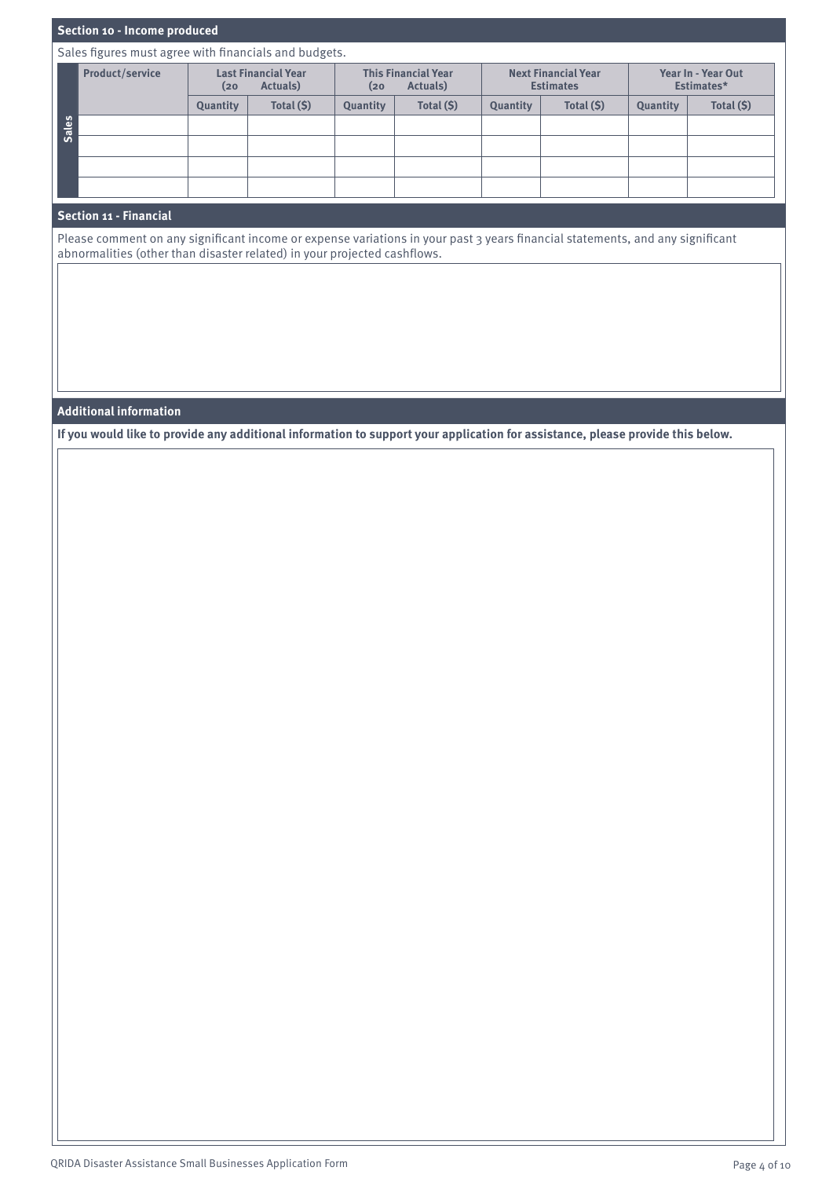## Section 10 - Income produced

Sales figures must agree with financials and budgets.

| | Product/service | Last Financial Year (20 Actuals) | | This Financial Year (20 Actuals) | | Next Financial Year Estimates | | Year In - Year Out Estimates* | |
|---|---|---|---|---|---|---|---|---|---|
| | | Quantity | Total ($) | Quantity | Total ($) | Quantity | Total ($) | Quantity | Total ($) |
| Sales | | | | | | | | | |
| | | | | | | | | | |
| | | | | | | | | | |
| | | | | | | | | | |

## Section 11 - Financial

Please comment on any significant income or expense variations in your past 3 years financial statements, and any significant abnormalities (other than disaster related) in your projected cashflows.

## Additional information

**If you would like to provide any additional information to support your application for assistance, please provide this below.**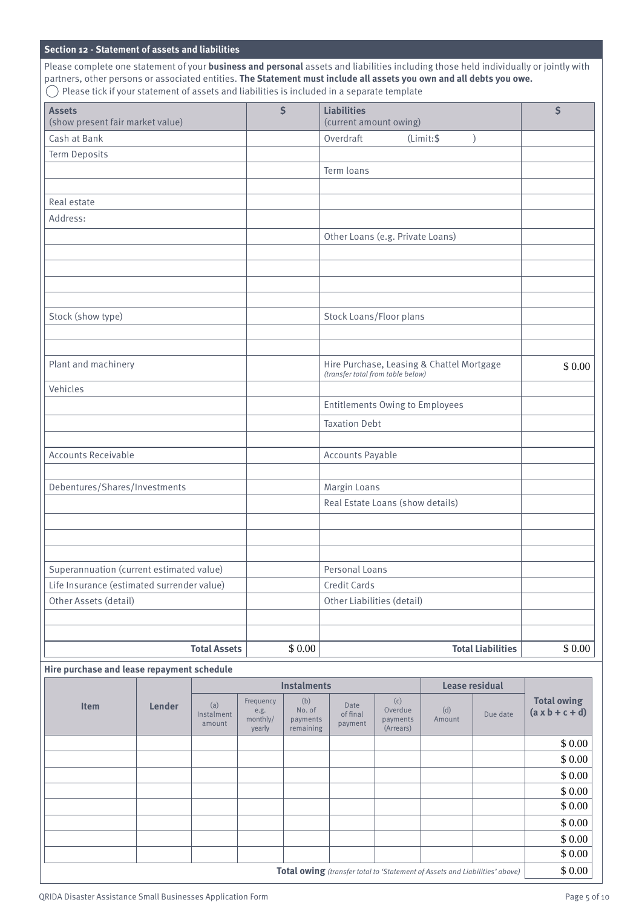## Section 12 - Statement of assets and liabilities

Please complete one statement of your **business and personal** assets and liabilities including those held individually or jointly with partners, other persons or associated entities. **The Statement must include all assets you own and all debts you owe.**

◯ Please tick if your statement of assets and liabilities is included in a separate template

| **Assets** (show present fair market value) | **$** | **Liabilities** (current amount owing) | **$** |
|---|---|---|---|
| Cash at Bank | | Overdraft (Limit:$ ) | |
| Term Deposits | | | |
| | | Term loans | |
| | | | |
| Real estate | | | |
| Address: | | | |
| | | Other Loans (e.g. Private Loans) | |
| | | | |
| | | | |
| | | | |
| | | | |
| Stock (show type) | | Stock Loans/Floor plans | |
| | | | |
| | | | |
| Plant and machinery | | Hire Purchase, Leasing & Chattel Mortgage *(transfer total from table below)* | $ 0.00 |
| Vehicles | | | |
| | | Entitlements Owing to Employees | |
| | | Taxation Debt | |
| | | | |
| Accounts Receivable | | Accounts Payable | |
| | | | |
| Debentures/Shares/Investments | | Margin Loans | |
| | | Real Estate Loans (show details) | |
| | | | |
| | | | |
| | | | |
| Superannuation (current estimated value) | | Personal Loans | |
| Life Insurance (estimated surrender value) | | Credit Cards | |
| Other Assets (detail) | | Other Liabilities (detail) | |
| | | | |
| | | | |
| **Total Assets** | $ 0.00 | **Total Liabilities** | $ 0.00 |

**Hire purchase and lease repayment schedule**

| **Item** | **Lender** | **Instalments** | | | | | **Lease residual** | | **Total owing (a x b + c + d)** |
|---|---|---|---|---|---|---|---|---|---|
| | | (a) Instalment amount | Frequency e.g. monthly/ yearly | (b) No. of payments remaining | Date of final payment | (c) Overdue payments (Arrears) | (d) Amount | Due date | |
| | | | | | | | | | $ 0.00 |
| | | | | | | | | | $ 0.00 |
| | | | | | | | | | $ 0.00 |
| | | | | | | | | | $ 0.00 |
| | | | | | | | | | $ 0.00 |
| | | | | | | | | | $ 0.00 |
| | | | | | | | | | $ 0.00 |
| | | | | | | | | | $ 0.00 |
| **Total owing** *(transfer total to 'Statement of Assets and Liabilities' above)* | | | | | | | | | $ 0.00 |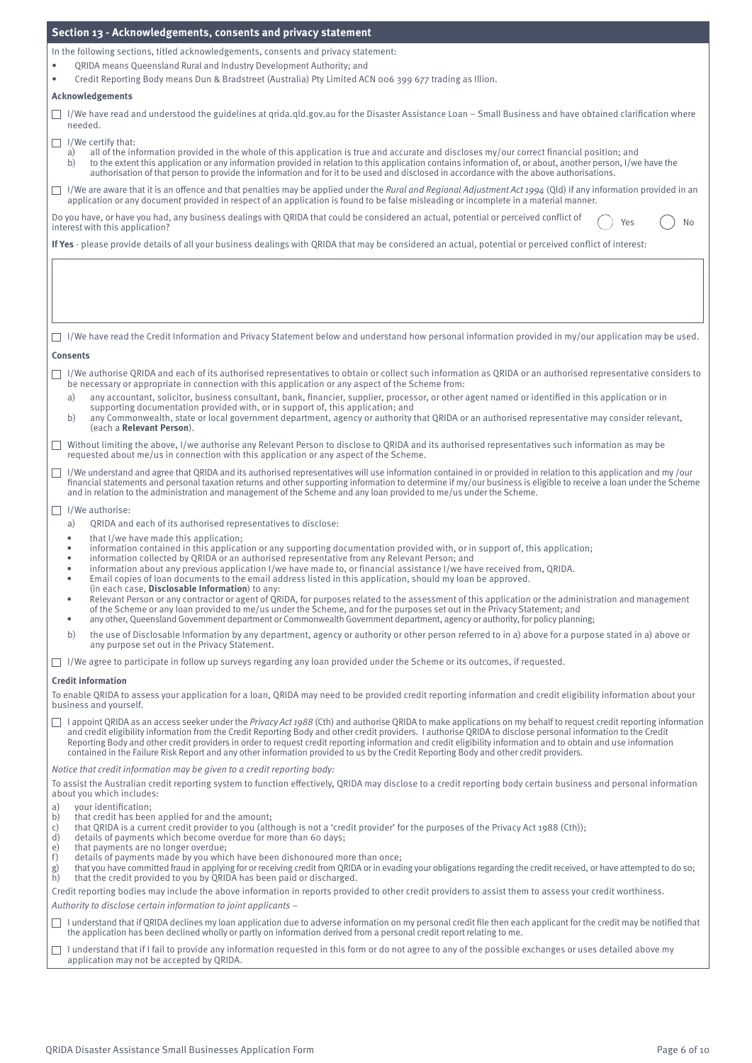## Section 13 - Acknowledgements, consents and privacy statement

In the following sections, titled acknowledgements, consents and privacy statement:

- QRIDA means Queensland Rural and Industry Development Authority; and
- Credit Reporting Body means Dun & Bradstreet (Australia) Pty Limited ACN 006 399 677 trading as Illion.

### Acknowledgements

☐ I/We have read and understood the guidelines at qrida.qld.gov.au for the Disaster Assistance Loan – Small Business and have obtained clarification where needed.

☐ I/We certify that:

a) all of the information provided in the whole of this application is true and accurate and discloses my/our correct financial position; and
b) to the extent this application or any information provided in relation to this application contains information of, or about, another person, I/we have the authorisation of that person to provide the information and for it to be used and disclosed in accordance with the above authorisations.

☐ I/We are aware that it is an offence and that penalties may be applied under the *Rural and Regional Adjustment Act 1994* (Qld) if any information provided in an application or any document provided in respect of an application is found to be false misleading or incomplete in a material manner.

Do you have, or have you had, any business dealings with QRIDA that could be considered an actual, potential or perceived conflict of interest with this application? ◯ Yes ◯ No

**If Yes** - please provide details of all your business dealings with QRIDA that may be considered an actual, potential or perceived conflict of interest:

☐ I/We have read the Credit Information and Privacy Statement below and understand how personal information provided in my/our application may be used.

### Consents

☐ I/We authorise QRIDA and each of its authorised representatives to obtain or collect such information as QRIDA or an authorised representative considers to be necessary or appropriate in connection with this application or any aspect of the Scheme from:

a) any accountant, solicitor, business consultant, bank, financier, supplier, processor, or other agent named or identified in this application or in supporting documentation provided with, or in support of, this application; and
b) any Commonwealth, state or local government department, agency or authority that QRIDA or an authorised representative may consider relevant, (each a **Relevant Person**).

☐ Without limiting the above, I/we authorise any Relevant Person to disclose to QRIDA and its authorised representatives such information as may be requested about me/us in connection with this application or any aspect of the Scheme.

☐ I/We understand and agree that QRIDA and its authorised representatives will use information contained in or provided in relation to this application and my /our financial statements and personal taxation returns and other supporting information to determine if my/our business is eligible to receive a loan under the Scheme and in relation to the administration and management of the Scheme and any loan provided to me/us under the Scheme.

☐ I/We authorise:

a) QRIDA and each of its authorised representatives to disclose:

- that I/we have made this application;
- information contained in this application or any supporting documentation provided with, or in support of, this application;
- information collected by QRIDA or an authorised representative from any Relevant Person; and
- information about any previous application I/we have made to, or financial assistance I/we have received from, QRIDA.
- Email copies of loan documents to the email address listed in this application, should my loan be approved.

(in each case, **Disclosable Information**) to any:

- Relevant Person or any contractor or agent of QRIDA, for purposes related to the assessment of this application or the administration and management of the Scheme or any loan provided to me/us under the Scheme, and for the purposes set out in the Privacy Statement; and
- any other, Queensland Government department or Commonwealth Government department, agency or authority, for policy planning;

b) the use of Disclosable Information by any department, agency or authority or other person referred to in a) above for a purpose stated in a) above or any purpose set out in the Privacy Statement.

☐ I/We agree to participate in follow up surveys regarding any loan provided under the Scheme or its outcomes, if requested.

### Credit information

To enable QRIDA to assess your application for a loan, QRIDA may need to be provided credit reporting information and credit eligibility information about your business and yourself.

☐ I appoint QRIDA as an access seeker under the *Privacy Act 1988* (Cth) and authorise QRIDA to make applications on my behalf to request credit reporting information and credit eligibility information from the Credit Reporting Body and other credit providers. I authorise QRIDA to disclose personal information to the Credit Reporting Body and other credit providers in order to request credit reporting information and credit eligibility information and to obtain and use information contained in the Failure Risk Report and any other information provided to us by the Credit Reporting Body and other credit providers.

*Notice that credit information may be given to a credit reporting body:*

To assist the Australian credit reporting system to function effectively, QRIDA may disclose to a credit reporting body certain business and personal information about you which includes:

a) your identification;
b) that credit has been applied for and the amount;
c) that QRIDA is a current credit provider to you (although is not a 'credit provider' for the purposes of the Privacy Act 1988 (Cth));
d) details of payments which become overdue for more than 60 days;
e) that payments are no longer overdue;
f) details of payments made by you which have been dishonoured more than once;
g) that you have committed fraud in applying for or receiving credit from QRIDA or in evading your obligations regarding the credit received, or have attempted to do so;
h) that the credit provided to you by QRIDA has been paid or discharged.

Credit reporting bodies may include the above information in reports provided to other credit providers to assist them to assess your credit worthiness.

*Authority to disclose certain information to joint applicants –*

☐ I understand that if QRIDA declines my loan application due to adverse information on my personal credit file then each applicant for the credit may be notified that the application has been declined wholly or partly on information derived from a personal credit report relating to me.

☐ I understand that if I fail to provide any information requested in this form or do not agree to any of the possible exchanges or uses detailed above my application may not be accepted by QRIDA.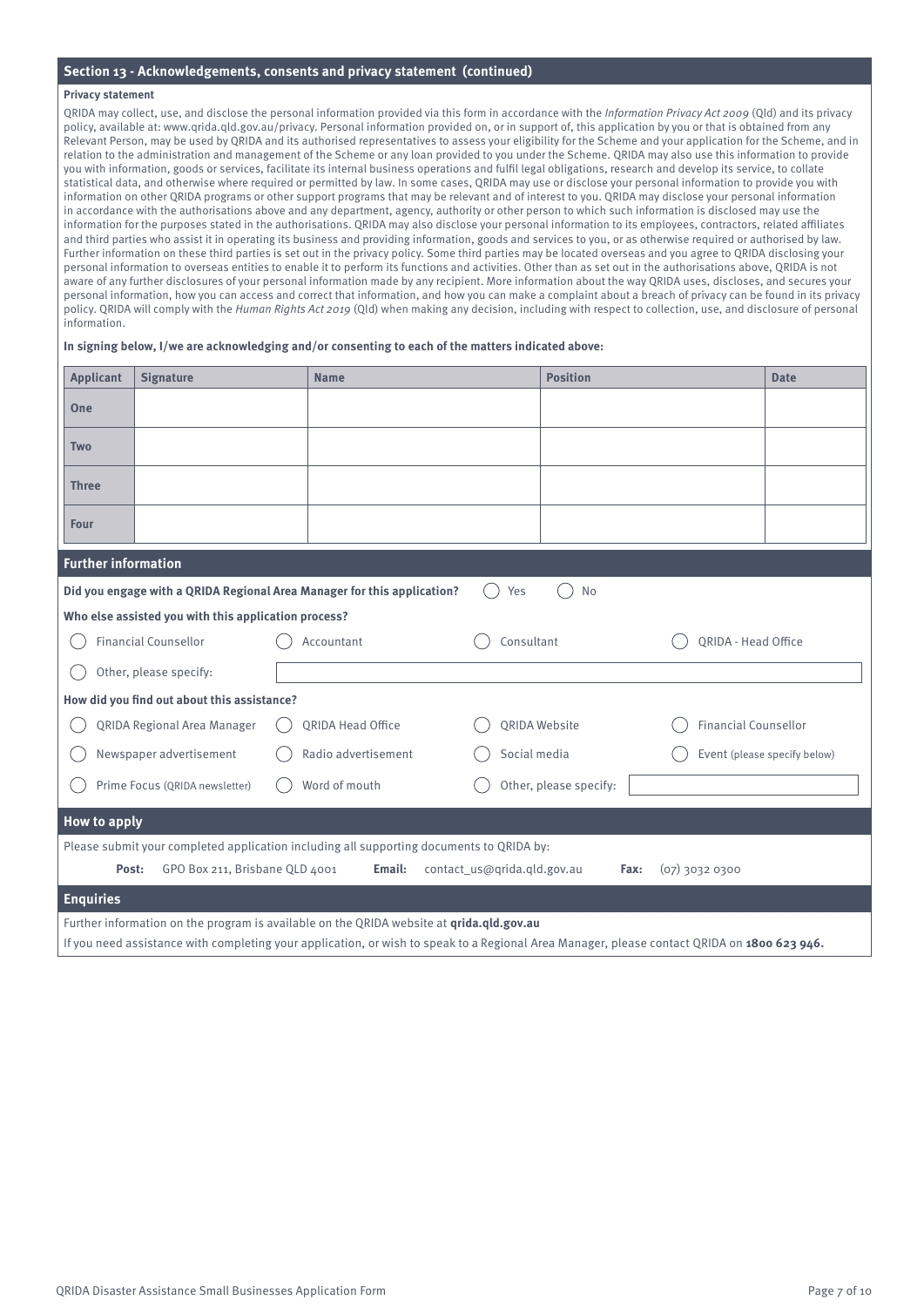## Section 13 - Acknowledgements, consents and privacy statement (continued)

**Privacy statement**

QRIDA may collect, use, and disclose the personal information provided via this form in accordance with the *Information Privacy Act 2009* (Qld) and its privacy policy, available at: www.qrida.qld.gov.au/privacy. Personal information provided on, or in support of, this application by you or that is obtained from any Relevant Person, may be used by QRIDA and its authorised representatives to assess your eligibility for the Scheme and your application for the Scheme, and in relation to the administration and management of the Scheme or any loan provided to you under the Scheme. QRIDA may also use this information to provide you with information, goods or services, facilitate its internal business operations and fulfil legal obligations, research and develop its service, to collate statistical data, and otherwise where required or permitted by law. In some cases, QRIDA may use or disclose your personal information to provide you with information on other QRIDA programs or other support programs that may be relevant and of interest to you. QRIDA may disclose your personal information in accordance with the authorisations above and any department, agency, authority or other person to which such information is disclosed may use the information for the purposes stated in the authorisations. QRIDA may also disclose your personal information to its employees, contractors, related affiliates and third parties who assist it in operating its business and providing information, goods and services to you, or as otherwise required or authorised by law. Further information on these third parties is set out in the privacy policy. Some third parties may be located overseas and you agree to QRIDA disclosing your personal information to overseas entities to enable it to perform its functions and activities. Other than as set out in the authorisations above, QRIDA is not aware of any further disclosures of your personal information made by any recipient. More information about the way QRIDA uses, discloses, and secures your personal information, how you can access and correct that information, and how you can make a complaint about a breach of privacy can be found in its privacy policy. QRIDA will comply with the *Human Rights Act 2019* (Qld) when making any decision, including with respect to collection, use, and disclosure of personal information.

**In signing below, I/we are acknowledging and/or consenting to each of the matters indicated above:**

| Applicant | Signature | Name | Position | Date |
|---|---|---|---|---|
| One | | | | |
| Two | | | | |
| Three | | | | |
| Four | | | | |

## Further information

**Did you engage with a QRIDA Regional Area Manager for this application?** ○ Yes ○ No

**Who else assisted you with this application process?**

○ Financial Counsellor ○ Accountant ○ Consultant ○ QRIDA - Head Office

○ Other, please specify: ____________

**How did you find out about this assistance?**

○ QRIDA Regional Area Manager ○ QRIDA Head Office ○ QRIDA Website ○ Financial Counsellor

○ Newspaper advertisement ○ Radio advertisement ○ Social media ○ Event (please specify below)

○ Prime Focus (QRIDA newsletter) ○ Word of mouth ○ Other, please specify: ____________

## How to apply

Please submit your completed application including all supporting documents to QRIDA by:

**Post:** GPO Box 211, Brisbane QLD 4001 **Email:** contact_us@qrida.qld.gov.au **Fax:** (07) 3032 0300

## Enquiries

Further information on the program is available on the QRIDA website at **qrida.qld.gov.au**

If you need assistance with completing your application, or wish to speak to a Regional Area Manager, please contact QRIDA on **1800 623 946.**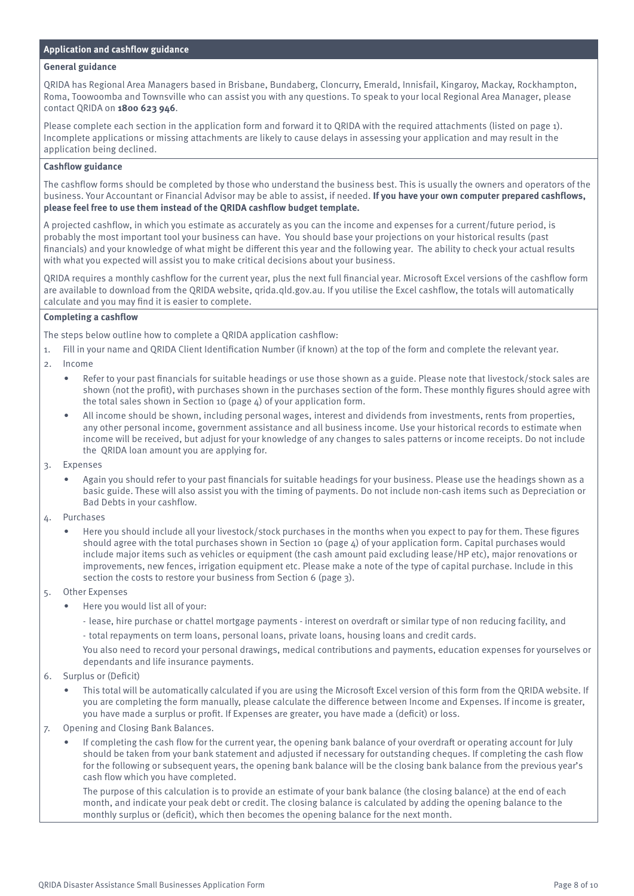## Application and cashflow guidance

### General guidance

QRIDA has Regional Area Managers based in Brisbane, Bundaberg, Cloncurry, Emerald, Innisfail, Kingaroy, Mackay, Rockhampton, Roma, Toowoomba and Townsville who can assist you with any questions. To speak to your local Regional Area Manager, please contact QRIDA on **1800 623 946**.

Please complete each section in the application form and forward it to QRIDA with the required attachments (listed on page 1). Incomplete applications or missing attachments are likely to cause delays in assessing your application and may result in the application being declined.

### Cashflow guidance

The cashflow forms should be completed by those who understand the business best. This is usually the owners and operators of the business. Your Accountant or Financial Advisor may be able to assist, if needed. **If you have your own computer prepared cashflows, please feel free to use them instead of the QRIDA cashflow budget template.**

A projected cashflow, in which you estimate as accurately as you can the income and expenses for a current/future period, is probably the most important tool your business can have. You should base your projections on your historical results (past financials) and your knowledge of what might be different this year and the following year. The ability to check your actual results with what you expected will assist you to make critical decisions about your business.

QRIDA requires a monthly cashflow for the current year, plus the next full financial year. Microsoft Excel versions of the cashflow form are available to download from the QRIDA website, qrida.qld.gov.au. If you utilise the Excel cashflow, the totals will automatically calculate and you may find it is easier to complete.

### Completing a cashflow

The steps below outline how to complete a QRIDA application cashflow:

1. Fill in your name and QRIDA Client Identification Number (if known) at the top of the form and complete the relevant year.
2. Income
   - Refer to your past financials for suitable headings or use those shown as a guide. Please note that livestock/stock sales are shown (not the profit), with purchases shown in the purchases section of the form. These monthly figures should agree with the total sales shown in Section 10 (page 4) of your application form.
   - All income should be shown, including personal wages, interest and dividends from investments, rents from properties, any other personal income, government assistance and all business income. Use your historical records to estimate when income will be received, but adjust for your knowledge of any changes to sales patterns or income receipts. Do not include the QRIDA loan amount you are applying for.
3. Expenses
   - Again you should refer to your past financials for suitable headings for your business. Please use the headings shown as a basic guide. These will also assist you with the timing of payments. Do not include non-cash items such as Depreciation or Bad Debts in your cashflow.
4. Purchases
   - Here you should include all your livestock/stock purchases in the months when you expect to pay for them. These figures should agree with the total purchases shown in Section 10 (page 4) of your application form. Capital purchases would include major items such as vehicles or equipment (the cash amount paid excluding lease/HP etc), major renovations or improvements, new fences, irrigation equipment etc. Please make a note of the type of capital purchase. Include in this section the costs to restore your business from Section 6 (page 3).
5. Other Expenses
   - Here you would list all of your:

     - lease, hire purchase or chattel mortgage payments - interest on overdraft or similar type of non reducing facility, and

     - total repayments on term loans, personal loans, private loans, housing loans and credit cards.

     You also need to record your personal drawings, medical contributions and payments, education expenses for yourselves or dependants and life insurance payments.
6. Surplus or (Deficit)
   - This total will be automatically calculated if you are using the Microsoft Excel version of this form from the QRIDA website. If you are completing the form manually, please calculate the difference between Income and Expenses. If income is greater, you have made a surplus or profit. If Expenses are greater, you have made a (deficit) or loss.
7. Opening and Closing Bank Balances.
   - If completing the cash flow for the current year, the opening bank balance of your overdraft or operating account for July should be taken from your bank statement and adjusted if necessary for outstanding cheques. If completing the cash flow for the following or subsequent years, the opening bank balance will be the closing bank balance from the previous year's cash flow which you have completed.

     The purpose of this calculation is to provide an estimate of your bank balance (the closing balance) at the end of each month, and indicate your peak debt or credit. The closing balance is calculated by adding the opening balance to the monthly surplus or (deficit), which then becomes the opening balance for the next month.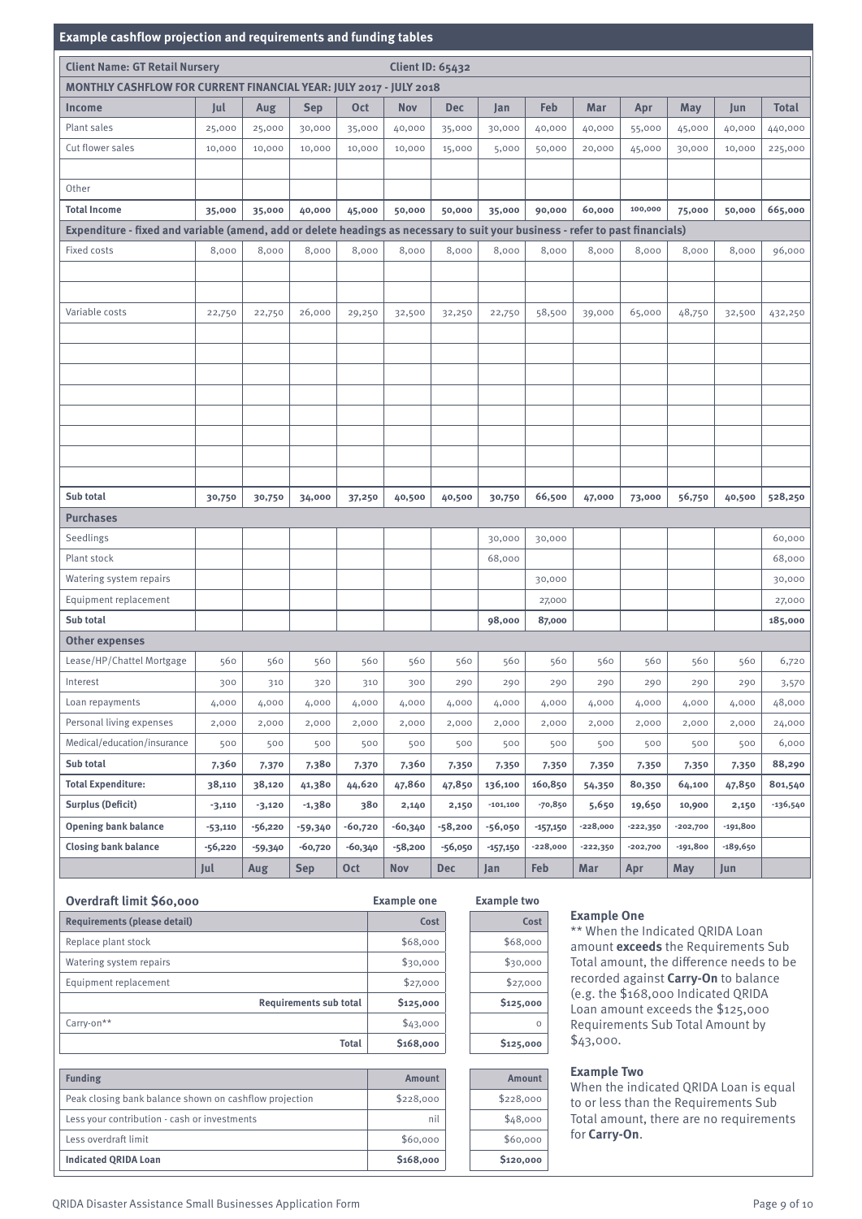## Example cashflow projection and requirements and funding tables

**Client Name: GT Retail Nursery** **Client ID: 65432**

**MONTHLY CASHFLOW FOR CURRENT FINANCIAL YEAR: JULY 2017 - JULY 2018**

| Income | Jul | Aug | Sep | Oct | Nov | Dec | Jan | Feb | Mar | Apr | May | Jun | Total |
|---|---|---|---|---|---|---|---|---|---|---|---|---|---|
| Plant sales | 25,000 | 25,000 | 30,000 | 35,000 | 40,000 | 35,000 | 30,000 | 40,000 | 40,000 | 55,000 | 45,000 | 40,000 | 440,000 |
| Cut flower sales | 10,000 | 10,000 | 10,000 | 10,000 | 10,000 | 15,000 | 5,000 | 50,000 | 20,000 | 45,000 | 30,000 | 10,000 | 225,000 |
| | | | | | | | | | | | | | |
| Other | | | | | | | | | | | | | |
| **Total Income** | **35,000** | **35,000** | **40,000** | **45,000** | **50,000** | **50,000** | **35,000** | **90,000** | **60,000** | **100,000** | **75,000** | **50,000** | **665,000** |
| **Expenditure - fixed and variable (amend, add or delete headings as necessary to suit your business - refer to past financials)** | | | | | | | | | | | | | |
| Fixed costs | 8,000 | 8,000 | 8,000 | 8,000 | 8,000 | 8,000 | 8,000 | 8,000 | 8,000 | 8,000 | 8,000 | 8,000 | 96,000 |
| | | | | | | | | | | | | | |
| | | | | | | | | | | | | | |
| Variable costs | 22,750 | 22,750 | 26,000 | 29,250 | 32,500 | 32,250 | 22,750 | 58,500 | 39,000 | 65,000 | 48,750 | 32,500 | 432,250 |
| | | | | | | | | | | | | | |
| | | | | | | | | | | | | | |
| | | | | | | | | | | | | | |
| | | | | | | | | | | | | | |
| | | | | | | | | | | | | | |
| | | | | | | | | | | | | | |
| | | | | | | | | | | | | | |
| | | | | | | | | | | | | | |
| **Sub total** | **30,750** | **30,750** | **34,000** | **37,250** | **40,500** | **40,500** | **30,750** | **66,500** | **47,000** | **73,000** | **56,750** | **40,500** | **528,250** |
| **Purchases** | | | | | | | | | | | | | |
| Seedlings | | | | | | | 30,000 | 30,000 | | | | | 60,000 |
| Plant stock | | | | | | | 68,000 | | | | | | 68,000 |
| Watering system repairs | | | | | | | | 30,000 | | | | | 30,000 |
| Equipment replacement | | | | | | | | 27,000 | | | | | 27,000 |
| **Sub total** | | | | | | | **98,000** | **87,000** | | | | | **185,000** |
| **Other expenses** | | | | | | | | | | | | | |
| Lease/HP/Chattel Mortgage | 560 | 560 | 560 | 560 | 560 | 560 | 560 | 560 | 560 | 560 | 560 | 560 | 6,720 |
| Interest | 300 | 310 | 320 | 310 | 300 | 290 | 290 | 290 | 290 | 290 | 290 | 290 | 3,570 |
| Loan repayments | 4,000 | 4,000 | 4,000 | 4,000 | 4,000 | 4,000 | 4,000 | 4,000 | 4,000 | 4,000 | 4,000 | 4,000 | 48,000 |
| Personal living expenses | 2,000 | 2,000 | 2,000 | 2,000 | 2,000 | 2,000 | 2,000 | 2,000 | 2,000 | 2,000 | 2,000 | 2,000 | 24,000 |
| Medical/education/insurance | 500 | 500 | 500 | 500 | 500 | 500 | 500 | 500 | 500 | 500 | 500 | 500 | 6,000 |
| **Sub total** | **7,360** | **7,370** | **7,380** | **7,370** | **7,360** | **7,350** | **7,350** | **7,350** | **7,350** | **7,350** | **7,350** | **7,350** | **88,290** |
| **Total Expenditure:** | **38,110** | **38,120** | **41,380** | **44,620** | **47,860** | **47,850** | **136,100** | **160,850** | **54,350** | **80,350** | **64,100** | **47,850** | **801,540** |
| **Surplus (Deficit)** | **-3,110** | **-3,120** | **-1,380** | **380** | **2,140** | **2,150** | **-101,100** | **-70,850** | **5,650** | **19,650** | **10,900** | **2,150** | **-136,540** |
| **Opening bank balance** | **-53,110** | **-56,220** | **-59,340** | **-60,720** | **-60,340** | **-58,200** | **-56,050** | **-157,150** | **-228,000** | **-222,350** | **-202,700** | **-191,800** | |
| **Closing bank balance** | **-56,220** | **-59,340** | **-60,720** | **-60,340** | **-58,200** | **-56,050** | **-157,150** | **-228,000** | **-222,350** | **-202,700** | **-191,800** | **-189,650** | |
| | **Jul** | **Aug** | **Sep** | **Oct** | **Nov** | **Dec** | **Jan** | **Feb** | **Mar** | **Apr** | **May** | **Jun** | |

**Overdraft limit $60,000**

| Requirements (please detail) | Example one Cost | Example two Cost |
|---|---|---|
| Replace plant stock | $68,000 | $68,000 |
| Watering system repairs | $30,000 | $30,000 |
| Equipment replacement | $27,000 | $27,000 |
| **Requirements sub total** | **$125,000** | **$125,000** |
| Carry-on** | $43,000 | 0 |
| **Total** | **$168,000** | **$125,000** |

| Funding | Example one Amount | Example two Amount |
|---|---|---|
| Peak closing bank balance shown on cashflow projection | $228,000 | $228,000 |
| Less your contribution - cash or investments | nil | $48,000 |
| Less overdraft limit | $60,000 | $60,000 |
| **Indicated QRIDA Loan** | **$168,000** | **$120,000** |

**Example One**

** When the Indicated QRIDA Loan amount **exceeds** the Requirements Sub Total amount, the difference needs to be recorded against **Carry-On** to balance (e.g. the $168,000 Indicated QRIDA Loan amount exceeds the $125,000 Requirements Sub Total Amount by $43,000.

**Example Two**

When the indicated QRIDA Loan is equal to or less than the Requirements Sub Total amount, there are no requirements for **Carry-On**.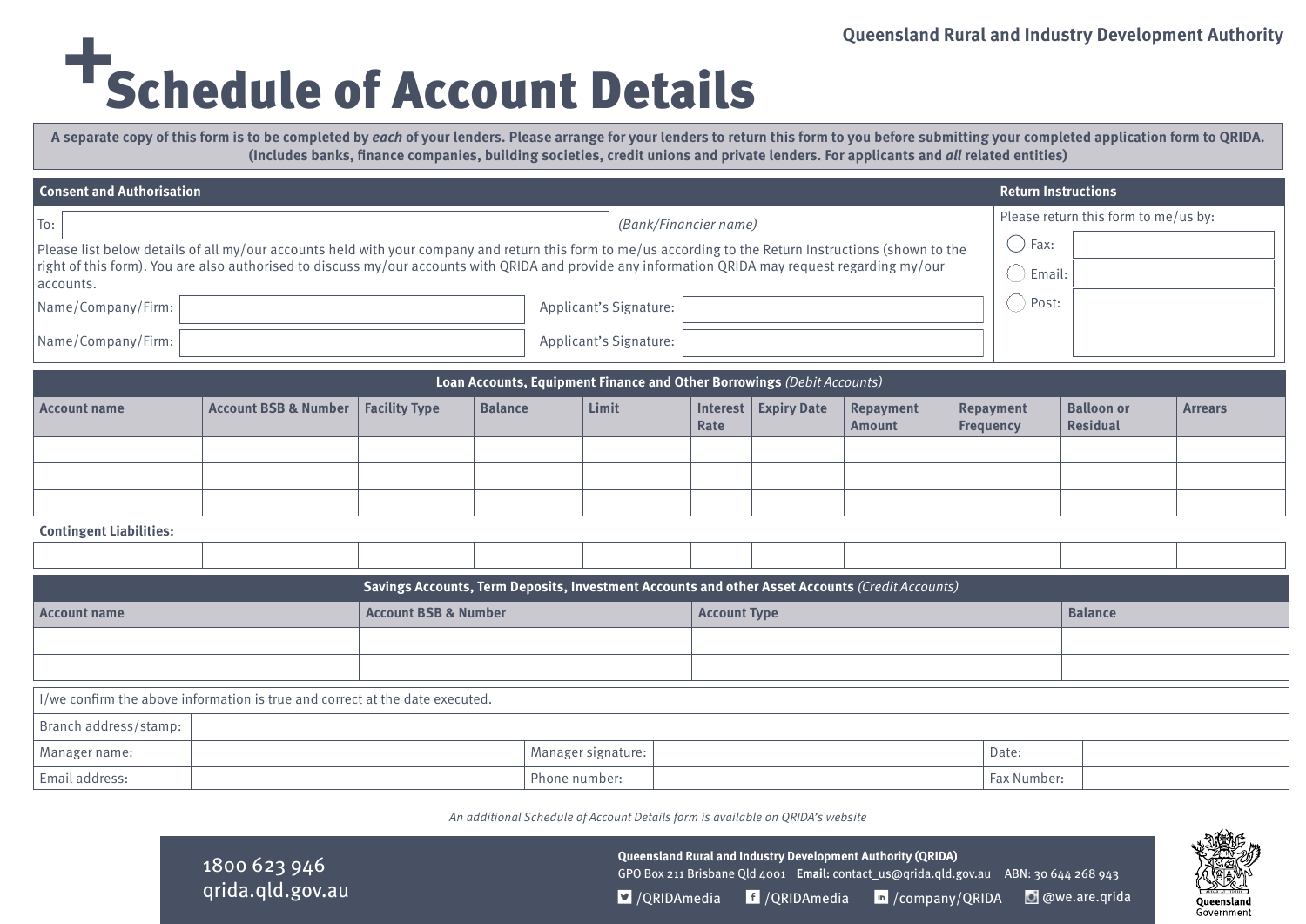Queensland Rural and Industry Development Authority

# Schedule of Account Details

**A separate copy of this form is to be completed by *each* of your lenders. Please arrange for your lenders to return this form to you before submitting your completed application form to QRIDA. (Includes banks, finance companies, building societies, credit unions and private lenders. For applicants and *all* related entities)**

## Consent and Authorisation

To: ____________________ *(Bank/Financier name)*

Please list below details of all my/our accounts held with your company and return this form to me/us according to the Return Instructions (shown to the right of this form). You are also authorised to discuss my/our accounts with QRIDA and provide any information QRIDA may request regarding my/our accounts.

| Name/Company/Firm: | | Applicant's Signature: | |
|---|---|---|---|
| Name/Company/Firm: | | Applicant's Signature: | |

## Return Instructions

Please return this form to me/us by:

- ◯ Fax: ____________________
- ◯ Email: ____________________
- ◯ Post: ____________________

## Loan Accounts, Equipment Finance and Other Borrowings *(Debit Accounts)*

| Account name | Account BSB & Number | Facility Type | Balance | Limit | Interest Rate | Expiry Date | Repayment Amount | Repayment Frequency | Balloon or Residual | Arrears |
|---|---|---|---|---|---|---|---|---|---|---|
| | | | | | | | | | | |
| | | | | | | | | | | |
| | | | | | | | | | | |

**Contingent Liabilities:**

| | | | | | | | | | | |
|---|---|---|---|---|---|---|---|---|---|---|
| | | | | | | | | | | |

## Savings Accounts, Term Deposits, Investment Accounts and other Asset Accounts *(Credit Accounts)*

| Account name | Account BSB & Number | Account Type | Balance |
|---|---|---|---|
| | | | |
| | | | |

I/we confirm the above information is true and correct at the date executed.

| | | | | | |
|---|---|---|---|---|---|
| Branch address/stamp: | | | | | |
| Manager name: | | Manager signature: | | Date: | |
| Email address: | | Phone number: | | Fax Number: | |

*An additional Schedule of Account Details form is available on QRIDA's website*

1800 623 946
qrida.qld.gov.au

**Queensland Rural and Industry Development Authority (QRIDA)**
GPO Box 211 Brisbane Qld 4001 **Email:** contact_us@qrida.qld.gov.au ABN: 30 644 268 943
/QRIDAmedia /QRIDAmedia /company/QRIDA @we.are.qrida

Queensland Government